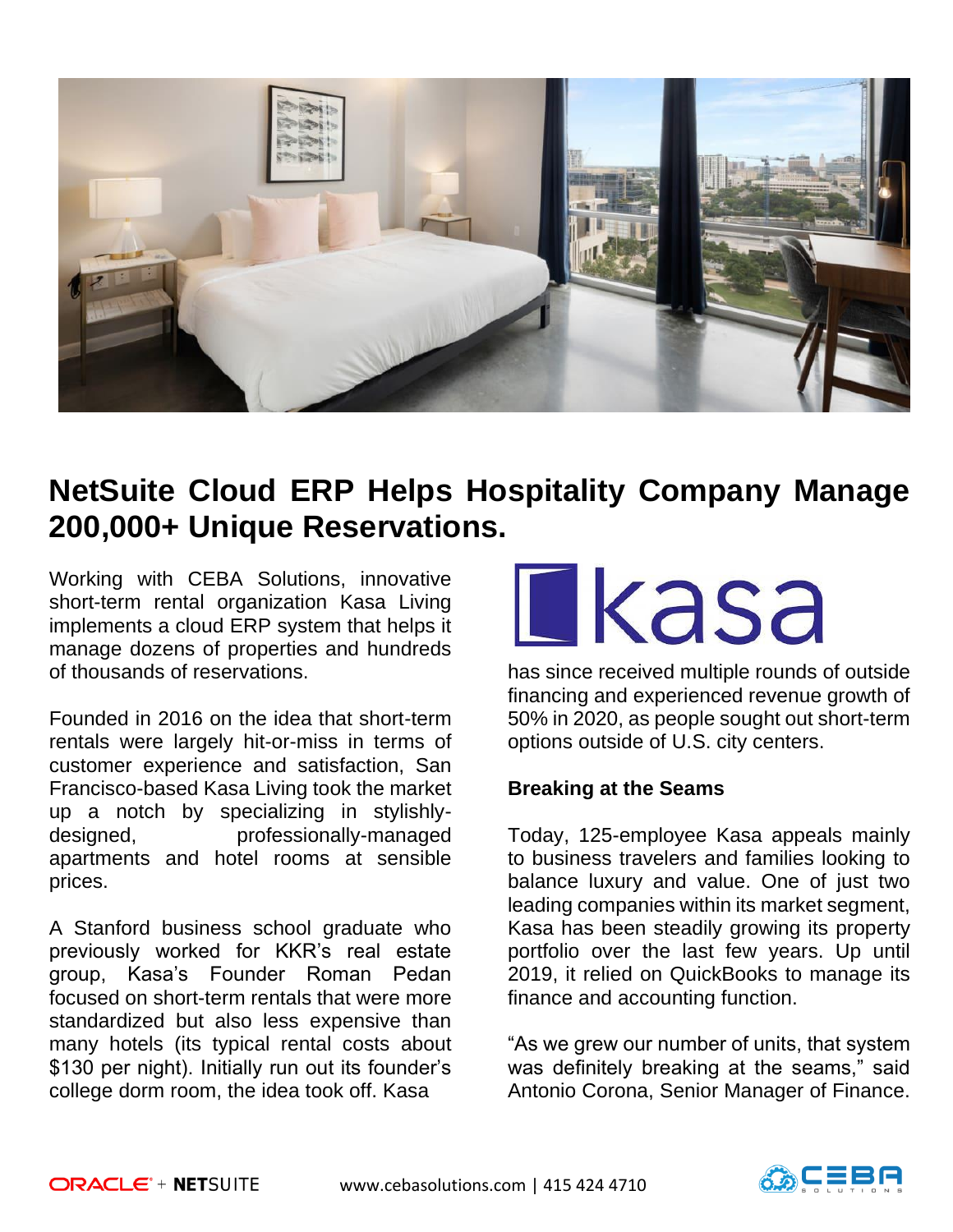# NetSuite Cloud ERP Helps Hospitality Company Manage 200,000+ Unique Reservations.

Working with CEBA Solutions, innovative short-term rental organization Kasa Living implements a cloud ERP system that helps it manage dozens of properties and hundreds of thousands of reservations.

Founded in 2016 on the idea that short-term rentals were largely hit-or-miss in terms of customer experience and satisfaction, San Francisco-based Kasa Living took the market up a notch by specializing in stylishly-designed, professionally-managed apartments and hotel rooms at sensible prices.

A Stanford business school graduate who previously worked for KKR's real estate group, Kasa's Founder Roman Pedan focused on short-term rentals that were more standardized but also less expensive than many hotels (its typical rental costs about $130 per night). Initially run out its founder's college dorm room, the idea took off. Kasa has since received multiple rounds of outside financing and experienced revenue growth of 50% in 2020, as people sought out short-term options outside of U.S. city centers.

## Breaking at the Seams

Today, 125-employee Kasa appeals mainly to business travelers and families looking to balance luxury and value. One of just two leading companies within its market segment, Kasa has been steadily growing its property portfolio over the last few years. Up until 2019, it relied on QuickBooks to manage its finance and accounting function.

"As we grew our number of units, that system was definitely breaking at the seams," said Antonio Corona, Senior Manager of Finance.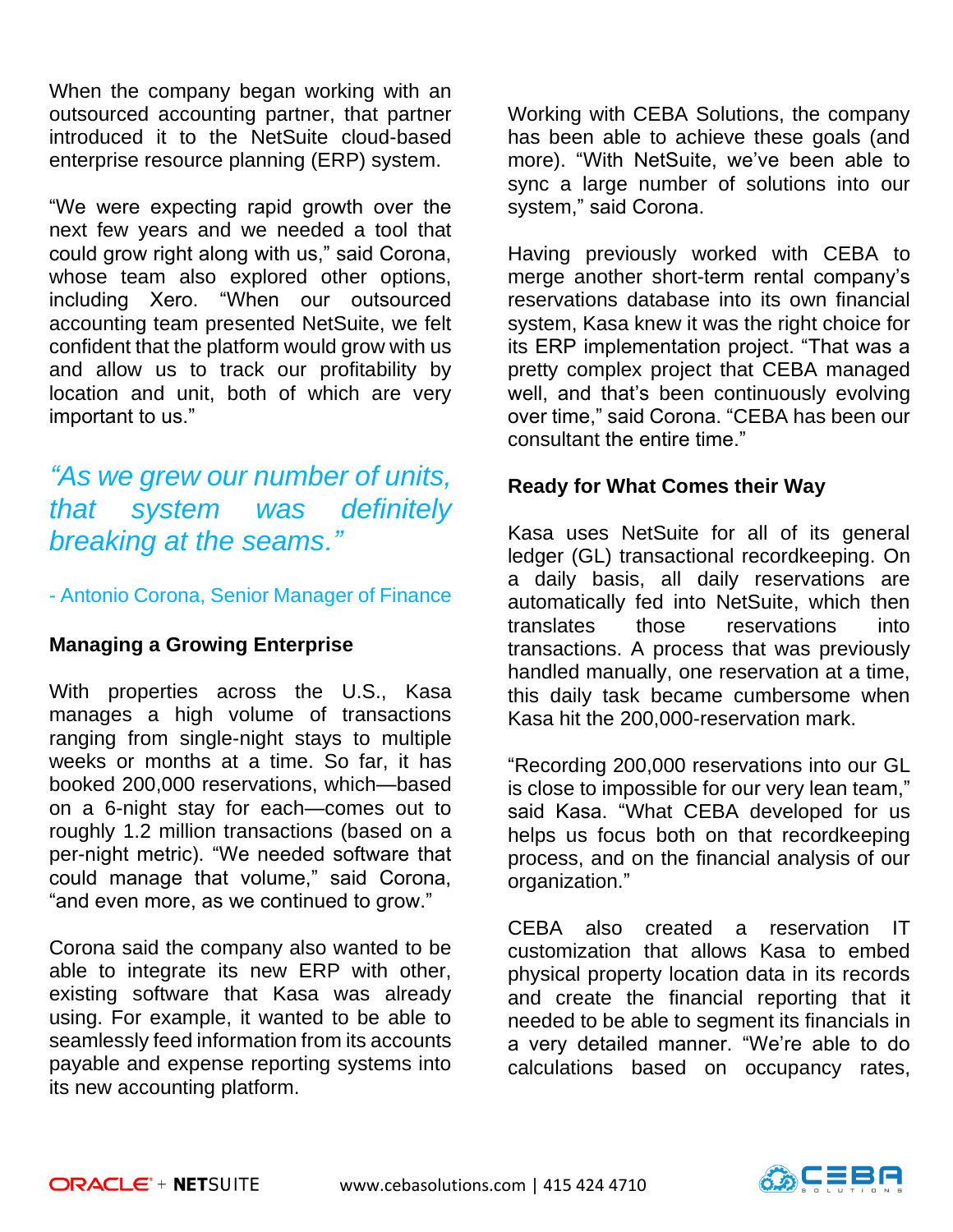When the company began working with an outsourced accounting partner, that partner introduced it to the NetSuite cloud-based enterprise resource planning (ERP) system.

"We were expecting rapid growth over the next few years and we needed a tool that could grow right along with us," said Corona, whose team also explored other options, including Xero. "When our outsourced accounting team presented NetSuite, we felt confident that the platform would grow with us and allow us to track our profitability by location and unit, both of which are very important to us."

> *"As we grew our number of units, that system was definitely breaking at the seams."*
>
> \- Antonio Corona, Senior Manager of Finance

## Managing a Growing Enterprise

With properties across the U.S., Kasa manages a high volume of transactions ranging from single-night stays to multiple weeks or months at a time. So far, it has booked 200,000 reservations, which—based on a 6-night stay for each—comes out to roughly 1.2 million transactions (based on a per-night metric). "We needed software that could manage that volume," said Corona, "and even more, as we continued to grow."

Corona said the company also wanted to be able to integrate its new ERP with other, existing software that Kasa was already using. For example, it wanted to be able to seamlessly feed information from its accounts payable and expense reporting systems into its new accounting platform.

Working with CEBA Solutions, the company has been able to achieve these goals (and more). "With NetSuite, we've been able to sync a large number of solutions into our system," said Corona.

Having previously worked with CEBA to merge another short-term rental company's reservations database into its own financial system, Kasa knew it was the right choice for its ERP implementation project. "That was a pretty complex project that CEBA managed well, and that's been continuously evolving over time," said Corona. "CEBA has been our consultant the entire time."

## Ready for What Comes their Way

Kasa uses NetSuite for all of its general ledger (GL) transactional recordkeeping. On a daily basis, all daily reservations are automatically fed into NetSuite, which then translates those reservations into transactions. A process that was previously handled manually, one reservation at a time, this daily task became cumbersome when Kasa hit the 200,000-reservation mark.

"Recording 200,000 reservations into our GL is close to impossible for our very lean team," said Kasa. "What CEBA developed for us helps us focus both on that recordkeeping process, and on the financial analysis of our organization."

CEBA also created a reservation IT customization that allows Kasa to embed physical property location data in its records and create the financial reporting that it needed to be able to segment its financials in a very detailed manner. "We're able to do calculations based on occupancy rates,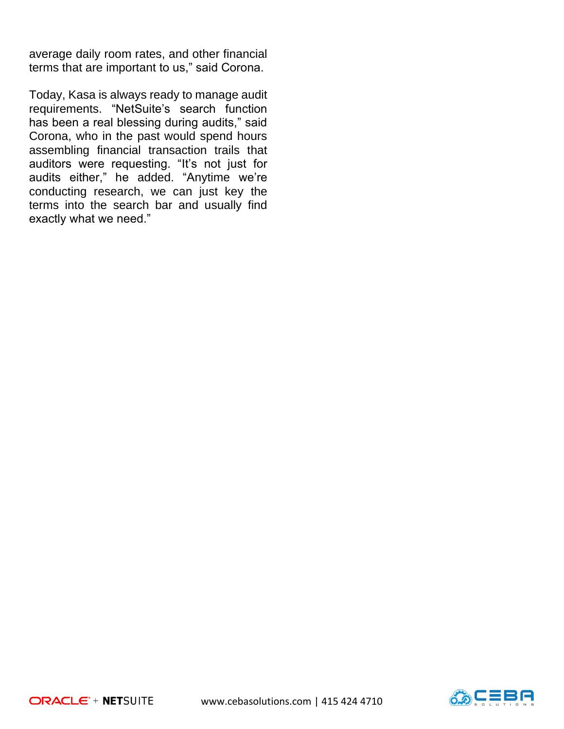average daily room rates, and other financial terms that are important to us," said Corona.

Today, Kasa is always ready to manage audit requirements. "NetSuite's search function has been a real blessing during audits," said Corona, who in the past would spend hours assembling financial transaction trails that auditors were requesting. "It's not just for audits either," he added. "Anytime we're conducting research, we can just key the terms into the search bar and usually find exactly what we need."